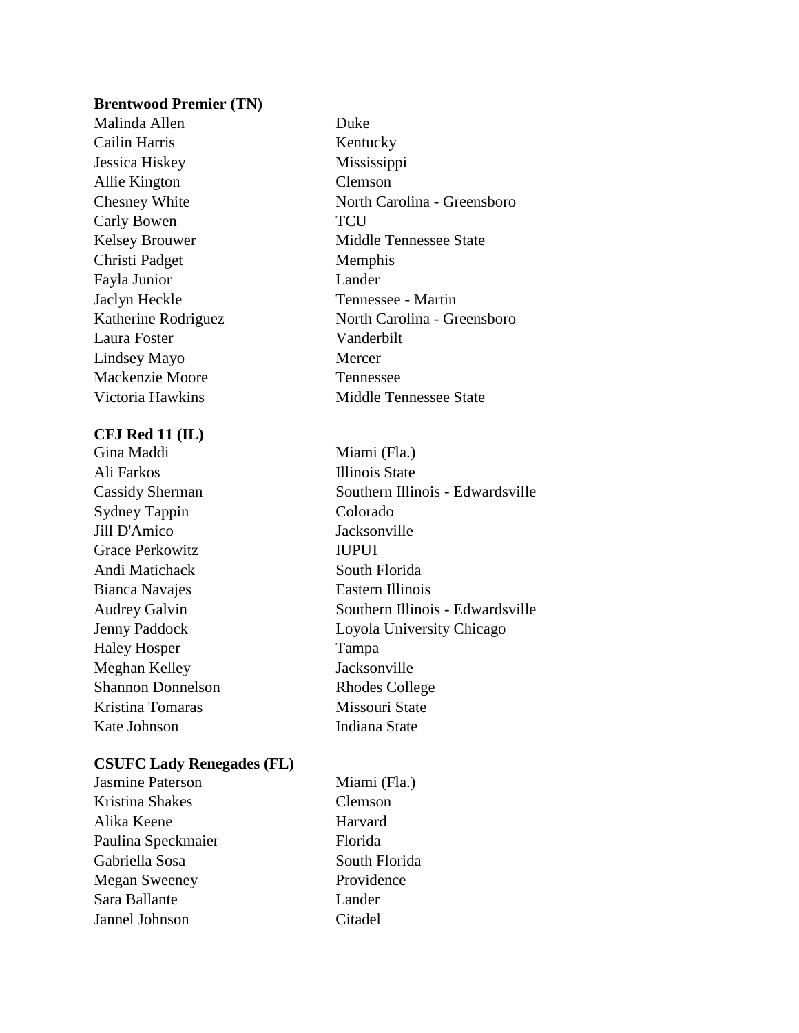**Brentwood Premier (TN)**

| | |
|---|---|
| Malinda Allen | Duke |
| Cailin Harris | Kentucky |
| Jessica Hiskey | Mississippi |
| Allie Kington | Clemson |
| Chesney White | North Carolina - Greensboro |
| Carly Bowen | TCU |
| Kelsey Brouwer | Middle Tennessee State |
| Christi Padget | Memphis |
| Fayla Junior | Lander |
| Jaclyn Heckle | Tennessee - Martin |
| Katherine Rodriguez | North Carolina - Greensboro |
| Laura Foster | Vanderbilt |
| Lindsey Mayo | Mercer |
| Mackenzie Moore | Tennessee |
| Victoria Hawkins | Middle Tennessee State |

**CFJ Red 11 (IL)**

| | |
|---|---|
| Gina Maddi | Miami (Fla.) |
| Ali Farkos | Illinois State |
| Cassidy Sherman | Southern Illinois - Edwardsville |
| Sydney Tappin | Colorado |
| Jill D'Amico | Jacksonville |
| Grace Perkowitz | IUPUI |
| Andi Matichack | South Florida |
| Bianca Navajes | Eastern Illinois |
| Audrey Galvin | Southern Illinois - Edwardsville |
| Jenny Paddock | Loyola University Chicago |
| Haley Hosper | Tampa |
| Meghan Kelley | Jacksonville |
| Shannon Donnelson | Rhodes College |
| Kristina Tomaras | Missouri State |
| Kate Johnson | Indiana State |

**CSUFC Lady Renegades (FL)**

| | |
|---|---|
| Jasmine Paterson | Miami (Fla.) |
| Kristina Shakes | Clemson |
| Alika Keene | Harvard |
| Paulina Speckmaier | Florida |
| Gabriella Sosa | South Florida |
| Megan Sweeney | Providence |
| Sara Ballante | Lander |
| Jannel Johnson | Citadel |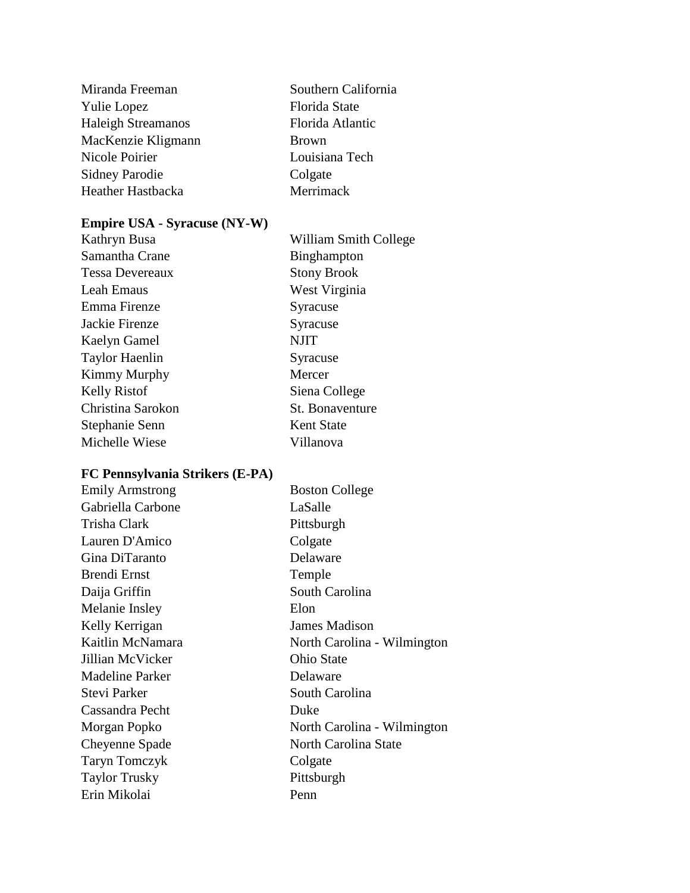| | |
|---|---|
| Miranda Freeman | Southern California |
| Yulie Lopez | Florida State |
| Haleigh Streamanos | Florida Atlantic |
| MacKenzie Kligmann | Brown |
| Nicole Poirier | Louisiana Tech |
| Sidney Parodie | Colgate |
| Heather Hastbacka | Merrimack |

**Empire USA - Syracuse (NY-W)**

| | |
|---|---|
| Kathryn Busa | William Smith College |
| Samantha Crane | Binghampton |
| Tessa Devereaux | Stony Brook |
| Leah Emaus | West Virginia |
| Emma Firenze | Syracuse |
| Jackie Firenze | Syracuse |
| Kaelyn Gamel | NJIT |
| Taylor Haenlin | Syracuse |
| Kimmy Murphy | Mercer |
| Kelly Ristof | Siena College |
| Christina Sarokon | St. Bonaventure |
| Stephanie Senn | Kent State |
| Michelle Wiese | Villanova |

**FC Pennsylvania Strikers (E-PA)**

| | |
|---|---|
| Emily Armstrong | Boston College |
| Gabriella Carbone | LaSalle |
| Trisha Clark | Pittsburgh |
| Lauren D'Amico | Colgate |
| Gina DiTaranto | Delaware |
| Brendi Ernst | Temple |
| Daija Griffin | South Carolina |
| Melanie Insley | Elon |
| Kelly Kerrigan | James Madison |
| Kaitlin McNamara | North Carolina - Wilmington |
| Jillian McVicker | Ohio State |
| Madeline Parker | Delaware |
| Stevi Parker | South Carolina |
| Cassandra Pecht | Duke |
| Morgan Popko | North Carolina - Wilmington |
| Cheyenne Spade | North Carolina State |
| Taryn Tomczyk | Colgate |
| Taylor Trusky | Pittsburgh |
| Erin Mikolai | Penn |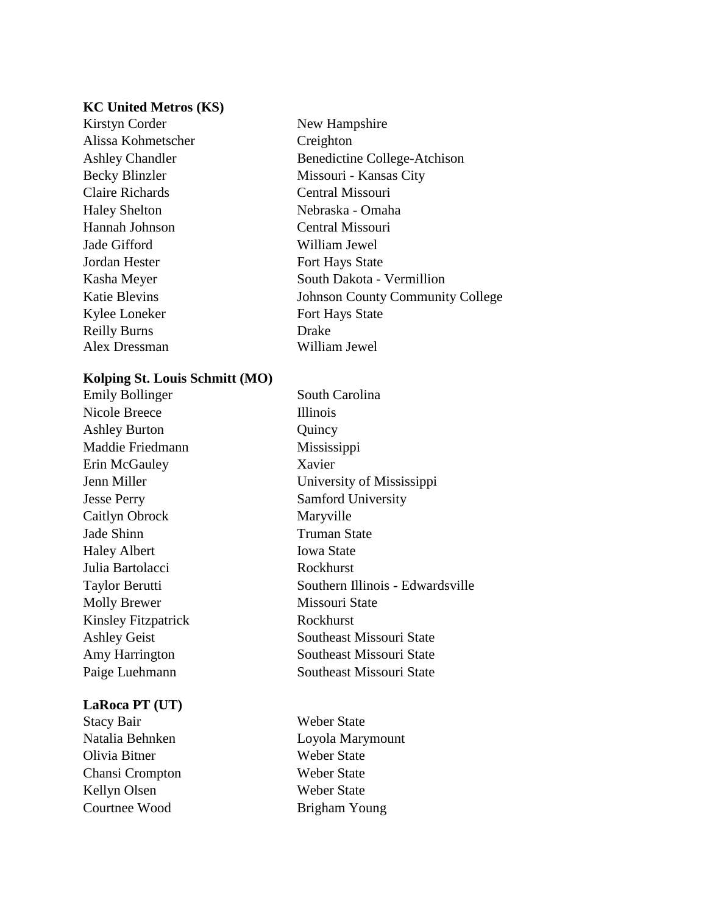**KC United Metros (KS)**

| | |
|---|---|
| Kirstyn Corder | New Hampshire |
| Alissa Kohmetscher | Creighton |
| Ashley Chandler | Benedictine College-Atchison |
| Becky Blinzler | Missouri - Kansas City |
| Claire Richards | Central Missouri |
| Haley Shelton | Nebraska - Omaha |
| Hannah Johnson | Central Missouri |
| Jade Gifford | William Jewel |
| Jordan Hester | Fort Hays State |
| Kasha Meyer | South Dakota - Vermillion |
| Katie Blevins | Johnson County Community College |
| Kylee Loneker | Fort Hays State |
| Reilly Burns | Drake |
| Alex Dressman | William Jewel |

**Kolping St. Louis Schmitt (MO)**

| | |
|---|---|
| Emily Bollinger | South Carolina |
| Nicole Breece | Illinois |
| Ashley Burton | Quincy |
| Maddie Friedmann | Mississippi |
| Erin McGauley | Xavier |
| Jenn Miller | University of Mississippi |
| Jesse Perry | Samford University |
| Caitlyn Obrock | Maryville |
| Jade Shinn | Truman State |
| Haley Albert | Iowa State |
| Julia Bartolacci | Rockhurst |
| Taylor Berutti | Southern Illinois - Edwardsville |
| Molly Brewer | Missouri State |
| Kinsley Fitzpatrick | Rockhurst |
| Ashley Geist | Southeast Missouri State |
| Amy Harrington | Southeast Missouri State |
| Paige Luehmann | Southeast Missouri State |

**LaRoca PT (UT)**

| | |
|---|---|
| Stacy Bair | Weber State |
| Natalia Behnken | Loyola Marymount |
| Olivia Bitner | Weber State |
| Chansi Crompton | Weber State |
| Kellyn Olsen | Weber State |
| Courtnee Wood | Brigham Young |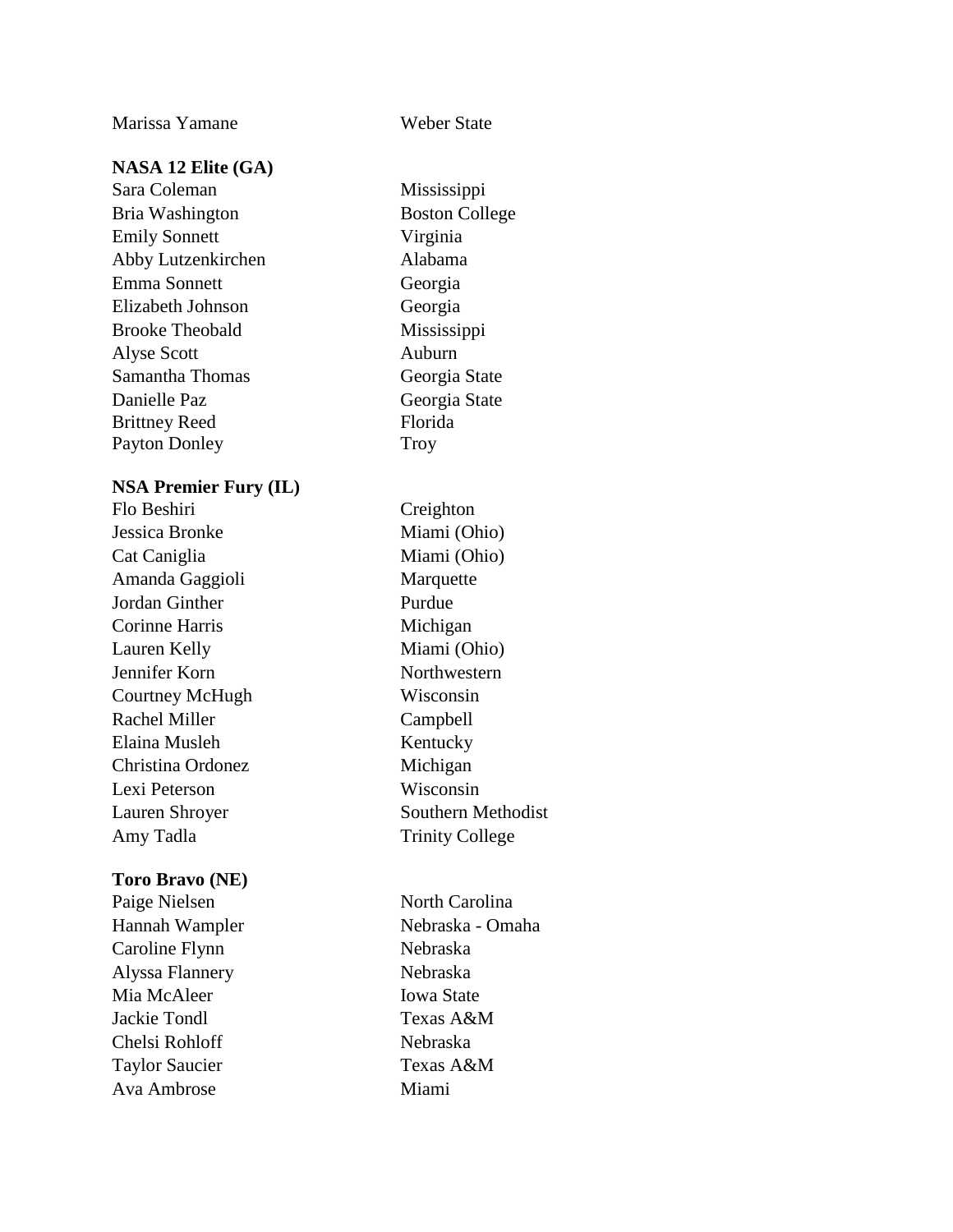| | |
|---|---|
| Marissa Yamane | Weber State |

**NASA 12 Elite (GA)**

| | |
|---|---|
| Sara Coleman | Mississippi |
| Bria Washington | Boston College |
| Emily Sonnett | Virginia |
| Abby Lutzenkirchen | Alabama |
| Emma Sonnett | Georgia |
| Elizabeth Johnson | Georgia |
| Brooke Theobald | Mississippi |
| Alyse Scott | Auburn |
| Samantha Thomas | Georgia State |
| Danielle Paz | Georgia State |
| Brittney Reed | Florida |
| Payton Donley | Troy |

**NSA Premier Fury (IL)**

| | |
|---|---|
| Flo Beshiri | Creighton |
| Jessica Bronke | Miami (Ohio) |
| Cat Caniglia | Miami (Ohio) |
| Amanda Gaggioli | Marquette |
| Jordan Ginther | Purdue |
| Corinne Harris | Michigan |
| Lauren Kelly | Miami (Ohio) |
| Jennifer Korn | Northwestern |
| Courtney McHugh | Wisconsin |
| Rachel Miller | Campbell |
| Elaina Musleh | Kentucky |
| Christina Ordonez | Michigan |
| Lexi Peterson | Wisconsin |
| Lauren Shroyer | Southern Methodist |
| Amy Tadla | Trinity College |

**Toro Bravo (NE)**

| | |
|---|---|
| Paige Nielsen | North Carolina |
| Hannah Wampler | Nebraska - Omaha |
| Caroline Flynn | Nebraska |
| Alyssa Flannery | Nebraska |
| Mia McAleer | Iowa State |
| Jackie Tondl | Texas A&M |
| Chelsi Rohloff | Nebraska |
| Taylor Saucier | Texas A&M |
| Ava Ambrose | Miami |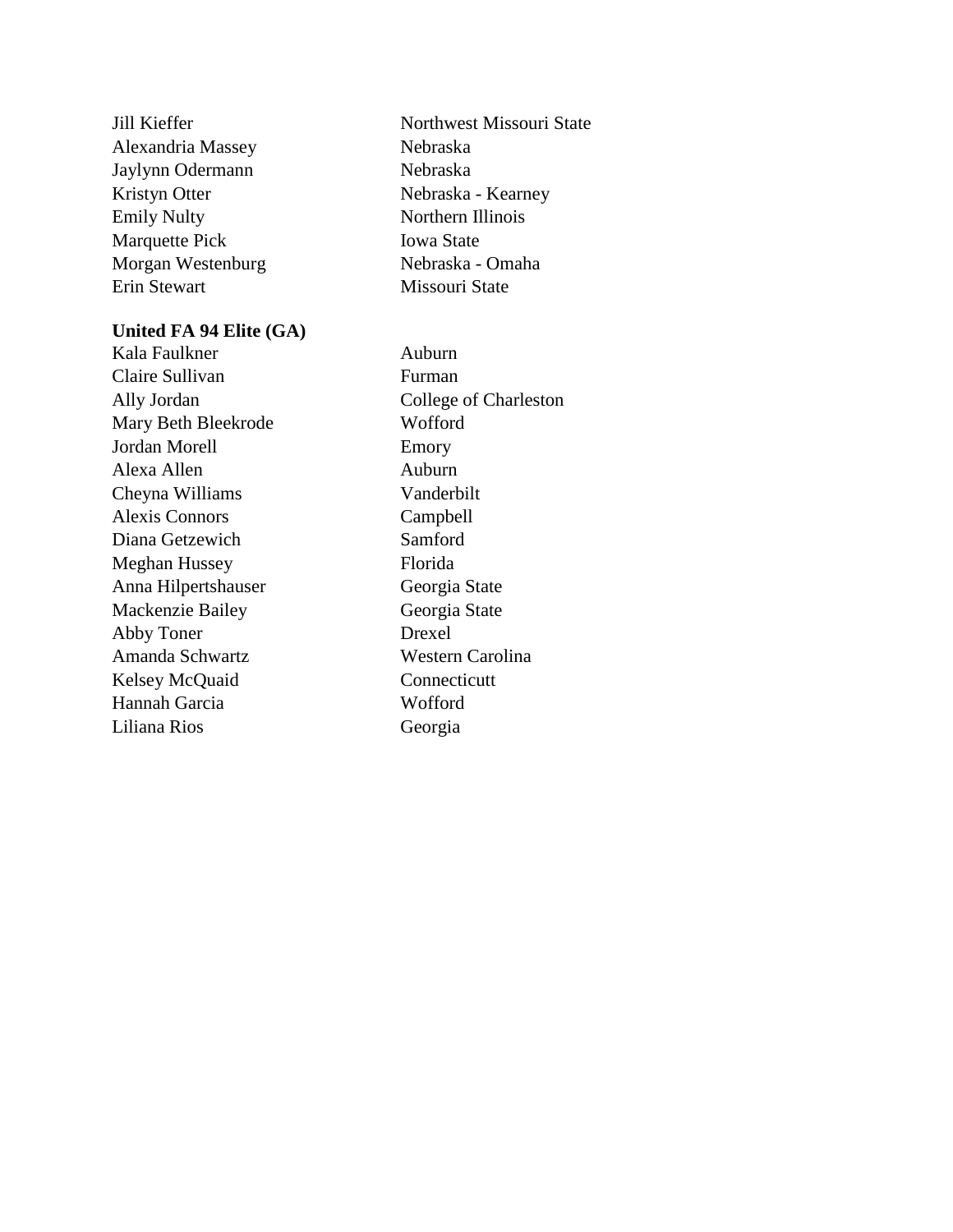| | |
|---|---|
| Jill Kieffer | Northwest Missouri State |
| Alexandria Massey | Nebraska |
| Jaylynn Odermann | Nebraska |
| Kristyn Otter | Nebraska - Kearney |
| Emily Nulty | Northern Illinois |
| Marquette Pick | Iowa State |
| Morgan Westenburg | Nebraska - Omaha |
| Erin Stewart | Missouri State |

**United FA 94 Elite (GA)**

| | |
|---|---|
| Kala Faulkner | Auburn |
| Claire Sullivan | Furman |
| Ally Jordan | College of Charleston |
| Mary Beth Bleekrode | Wofford |
| Jordan Morell | Emory |
| Alexa Allen | Auburn |
| Cheyna Williams | Vanderbilt |
| Alexis Connors | Campbell |
| Diana Getzewich | Samford |
| Meghan Hussey | Florida |
| Anna Hilpertshauser | Georgia State |
| Mackenzie Bailey | Georgia State |
| Abby Toner | Drexel |
| Amanda Schwartz | Western Carolina |
| Kelsey McQuaid | Connecticutt |
| Hannah Garcia | Wofford |
| Liliana Rios | Georgia |